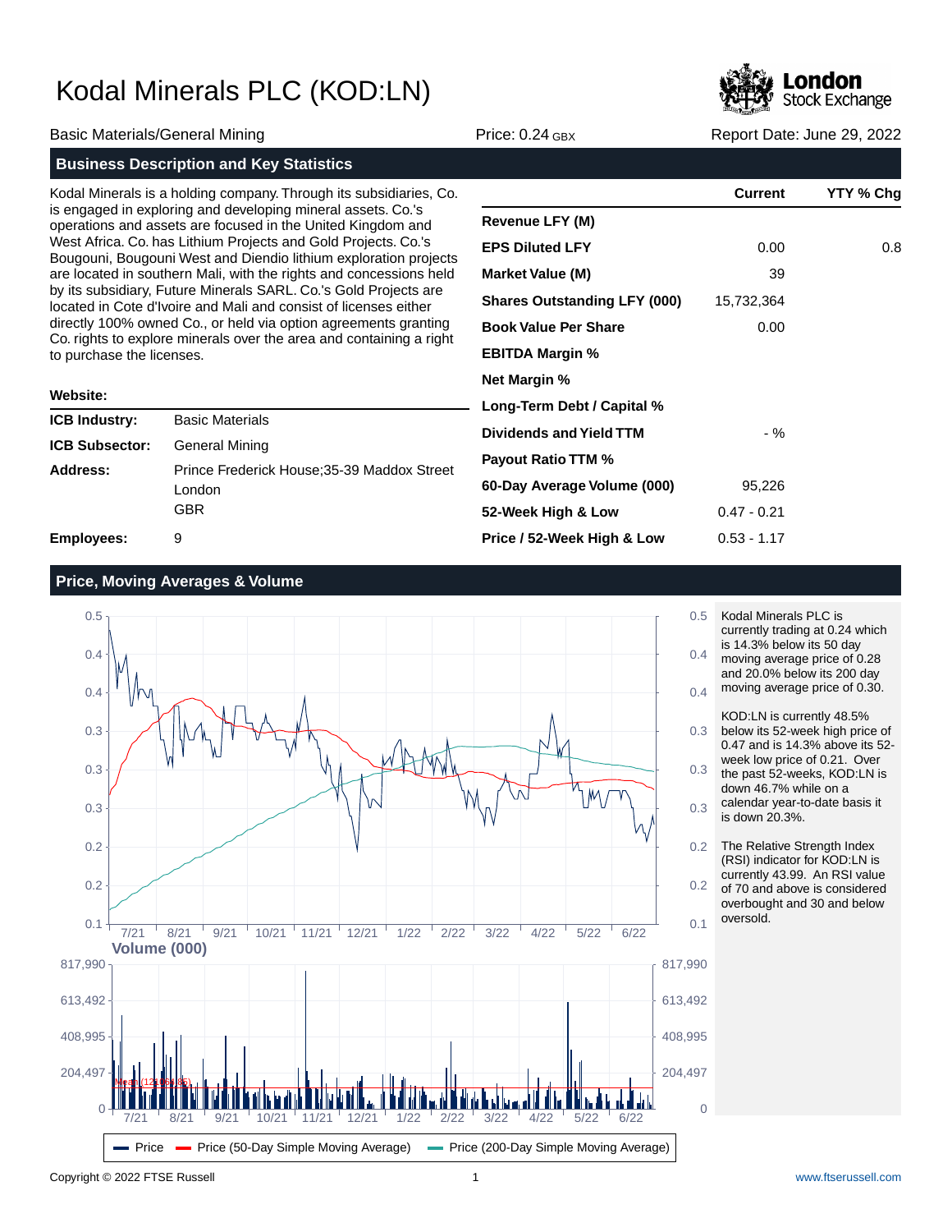# Kodal Minerals PLC (KOD:LN)

Basic Materials/General Mining | Price: 0.24 GBX | Report Date: June 29, 2022

## Business Description and Key Statistics

Kodal Minerals is a holding company. Through its subsidiaries, Co. is engaged in exploring and developing mineral assets. Co.'s operations and assets are focused in the United Kingdom and West Africa. Co. has Lithium Projects and Gold Projects. Co.'s Bougouni, Bougouni West and Diendio lithium exploration projects are located in southern Mali, with the rights and concessions held by its subsidiary, Future Minerals SARL. Co.'s Gold Projects are located in Cote d'Ivoire and Mali and consist of licenses either directly 100% owned Co., or held via option agreements granting Co. rights to explore minerals over the area and containing a right to purchase the licenses.

**Website:**

| | |
|---|---|
| **ICB Industry:** | Basic Materials |
| **ICB Subsector:** | General Mining |
| **Address:** | Prince Frederick House;35-39 Maddox Street<br>London<br>GBR |
| **Employees:** | 9 |

| | Current | YTY % Chg |
|---|---|---|
| **Revenue LFY (M)** | | |
| **EPS Diluted LFY** | 0.00 | 0.8 |
| **Market Value (M)** | 39 | |
| **Shares Outstanding LFY (000)** | 15,732,364 | |
| **Book Value Per Share** | 0.00 | |
| **EBITDA Margin %** | | |
| **Net Margin %** | | |
| **Long-Term Debt / Capital %** | | |
| **Dividends and Yield TTM** | - % | |
| **Payout Ratio TTM %** | | |
| **60-Day Average Volume (000)** | 95,226 | |
| **52-Week High & Low** | 0.47 - 0.21 | |
| **Price / 52-Week High & Low** | 0.53 - 1.17 | |

## Price, Moving Averages & Volume

Kodal Minerals PLC is currently trading at 0.24 which is 14.3% below its 50 day moving average price of 0.28 and 20.0% below its 200 day moving average price of 0.30.

KOD:LN is currently 48.5% below its 52-week high price of 0.47 and is 14.3% above its 52-week low price of 0.21. Over the past 52-weeks, KOD:LN is down 46.7% while on a calendar year-to-date basis it is down 20.3%.

The Relative Strength Index (RSI) indicator for KOD:LN is currently 43.99. An RSI value of 70 and above is considered overbought and 30 and below oversold.

Legend: Price — Price (50-Day Simple Moving Average) — Price (200-Day Simple Moving Average)

Copyright © 2022 FTSE Russell | www.ftserussell.com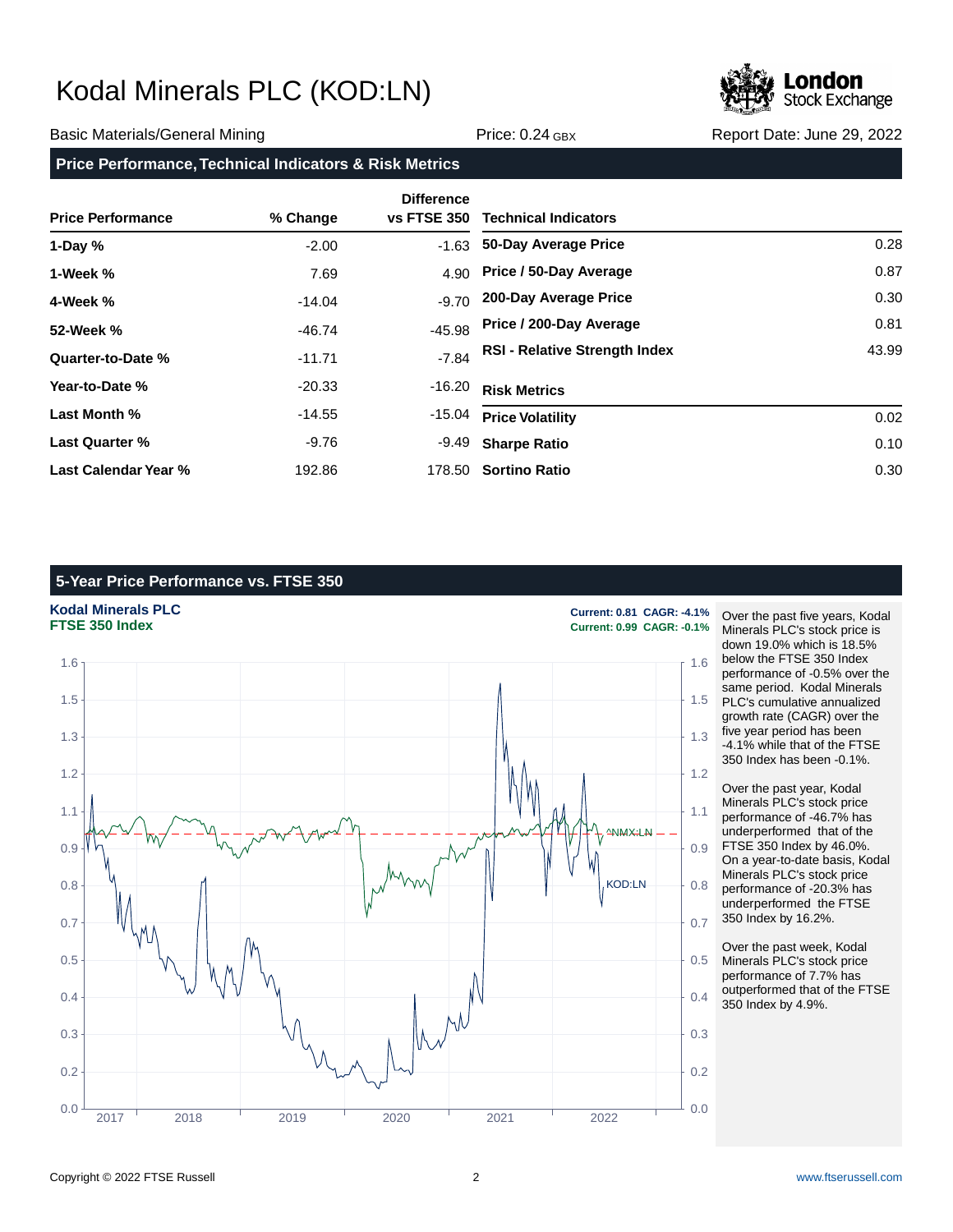# Kodal Minerals PLC (KOD:LN)

Basic Materials/General Mining | Price: 0.24 GBX | Report Date: June 29, 2022

## Price Performance, Technical Indicators & Risk Metrics

| Price Performance | % Change | Difference vs FTSE 350 |
|---|---|---|
| 1-Day % | -2.00 | -1.63 |
| 1-Week % | 7.69 | 4.90 |
| 4-Week % | -14.04 | -9.70 |
| 52-Week % | -46.74 | -45.98 |
| Quarter-to-Date % | -11.71 | -7.84 |
| Year-to-Date % | -20.33 | -16.20 |
| Last Month % | -14.55 | -15.04 |
| Last Quarter % | -9.76 | -9.49 |
| Last Calendar Year % | 192.86 | 178.50 |

| Technical Indicators | |
|---|---|
| 50-Day Average Price | 0.28 |
| Price / 50-Day Average | 0.87 |
| 200-Day Average Price | 0.30 |
| Price / 200-Day Average | 0.81 |
| RSI - Relative Strength Index | 43.99 |

| Risk Metrics | |
|---|---|
| Price Volatility | 0.02 |
| Sharpe Ratio | 0.10 |
| Sortino Ratio | 0.30 |

## 5-Year Price Performance vs. FTSE 350

**Kodal Minerals PLC** — Current: 0.81 CAGR: -4.1%
**FTSE 350 Index** — Current: 0.99 CAGR: -0.1%

Over the past five years, Kodal Minerals PLC's stock price is down 19.0% which is 18.5% below the FTSE 350 Index performance of -0.5% over the same period. Kodal Minerals PLC's cumulative annualized growth rate (CAGR) over the five year period has been -4.1% while that of the FTSE 350 Index has been -0.1%.

Over the past year, Kodal Minerals PLC's stock price performance of -46.7% has underperformed that of the FTSE 350 Index by 46.0%. On a year-to-date basis, Kodal Minerals PLC's stock price performance of -20.3% has underperformed the FTSE 350 Index by 16.2%.

Over the past week, Kodal Minerals PLC's stock price performance of 7.7% has outperformed that of the FTSE 350 Index by 4.9%.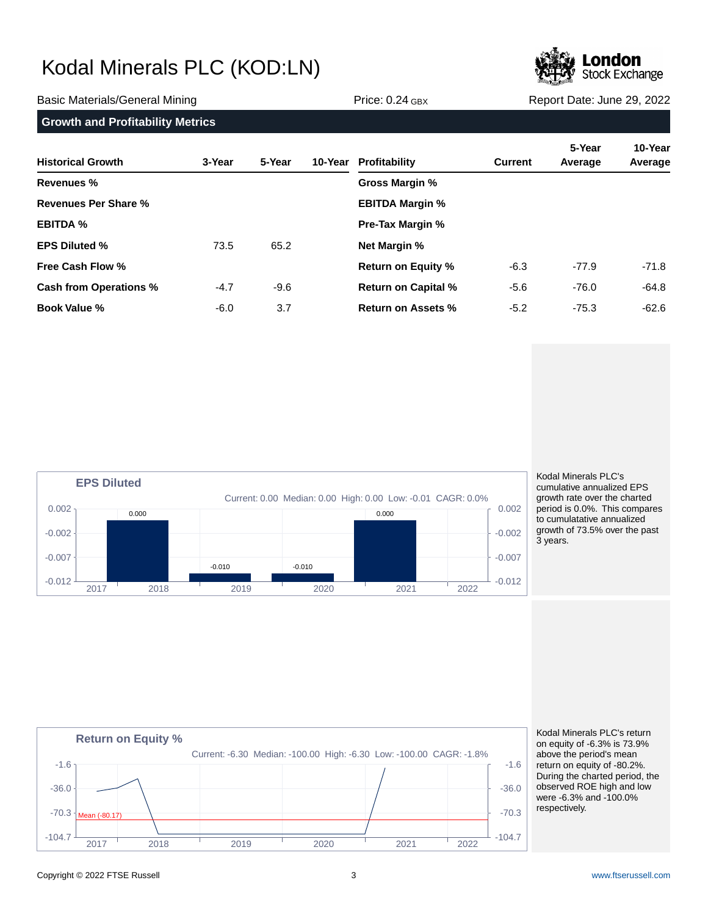# Kodal Minerals PLC (KOD:LN)

Basic Materials/General Mining | Price: 0.24 GBX | Report Date: June 29, 2022

## Growth and Profitability Metrics

| Historical Growth | 3-Year | 5-Year | 10-Year |
|---|---|---|---|
| Revenues % | | | |
| Revenues Per Share % | | | |
| EBITDA % | | | |
| EPS Diluted % | 73.5 | 65.2 | |
| Free Cash Flow % | | | |
| Cash from Operations % | -4.7 | -9.6 | |
| Book Value % | -6.0 | 3.7 | |

| Profitability | Current | 5-Year Average | 10-Year Average |
|---|---|---|---|
| Gross Margin % | | | |
| EBITDA Margin % | | | |
| Pre-Tax Margin % | | | |
| Net Margin % | | | |
| Return on Equity % | -6.3 | -77.9 | -71.8 |
| Return on Capital % | -5.6 | -76.0 | -64.8 |
| Return on Assets % | -5.2 | -75.3 | -62.6 |

### EPS Diluted

Current: 0.00 Median: 0.00 High: 0.00 Low: -0.01 CAGR: 0.0%

| Year | EPS Diluted |
|---|---|
| 2018 | 0.000 |
| 2019 | -0.010 |
| 2020 | -0.010 |
| 2021 | 0.000 |

Kodal Minerals PLC's cumulative annualized EPS growth rate over the charted period is 0.0%. This compares to cumulatative annualized growth of 73.5% over the past 3 years.

### Return on Equity %

Current: -6.30 Median: -100.00 High: -6.30 Low: -100.00 CAGR: -1.8%

Mean (-80.17)

Kodal Minerals PLC's return on equity of -6.3% is 73.9% above the period's mean return on equity of -80.2%. During the charted period, the observed ROE high and low were -6.3% and -100.0% respectively.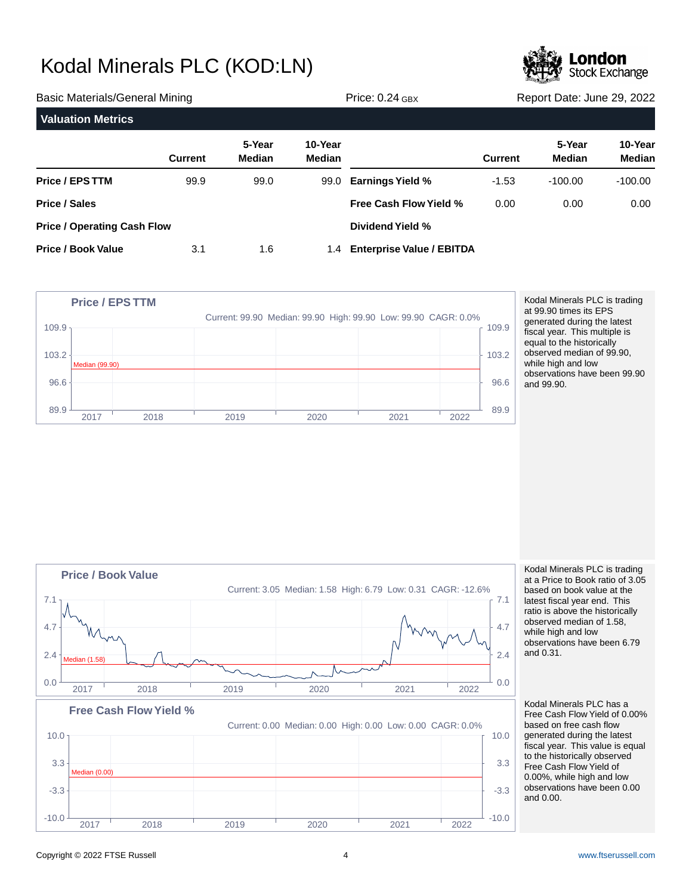# Kodal Minerals PLC (KOD:LN)

Basic Materials/General Mining | Price: 0.24 GBX | Report Date: June 29, 2022

## Valuation Metrics

| | Current | 5-Year Median | 10-Year Median | | Current | 5-Year Median | 10-Year Median |
|---|---|---|---|---|---|---|---|
| **Price / EPS TTM** | 99.9 | 99.0 | 99.0 | **Earnings Yield %** | -1.53 | -100.00 | -100.00 |
| **Price / Sales** | | | | **Free Cash Flow Yield %** | 0.00 | 0.00 | 0.00 |
| **Price / Operating Cash Flow** | | | | **Dividend Yield %** | | | |
| **Price / Book Value** | 3.1 | 1.6 | 1.4 | **Enterprise Value / EBITDA** | | | |

### Price / EPS TTM

Current: 99.90 Median: 99.90 High: 99.90 Low: 99.90 CAGR: 0.0%

Kodal Minerals PLC is trading at 99.90 times its EPS generated during the latest fiscal year. This multiple is equal to the historically observed median of 99.90, while high and low observations have been 99.90 and 99.90.

### Price / Book Value

Current: 3.05 Median: 1.58 High: 6.79 Low: 0.31 CAGR: -12.6%

Kodal Minerals PLC is trading at a Price to Book ratio of 3.05 based on book value at the latest fiscal year end. This ratio is above the historically observed median of 1.58, while high and low observations have been 6.79 and 0.31.

### Free Cash Flow Yield %

Current: 0.00 Median: 0.00 High: 0.00 Low: 0.00 CAGR: 0.0%

Kodal Minerals PLC has a Free Cash Flow Yield of 0.00% based on free cash flow generated during the latest fiscal year. This value is equal to the historically observed Free Cash Flow Yield of 0.00%, while high and low observations have been 0.00 and 0.00.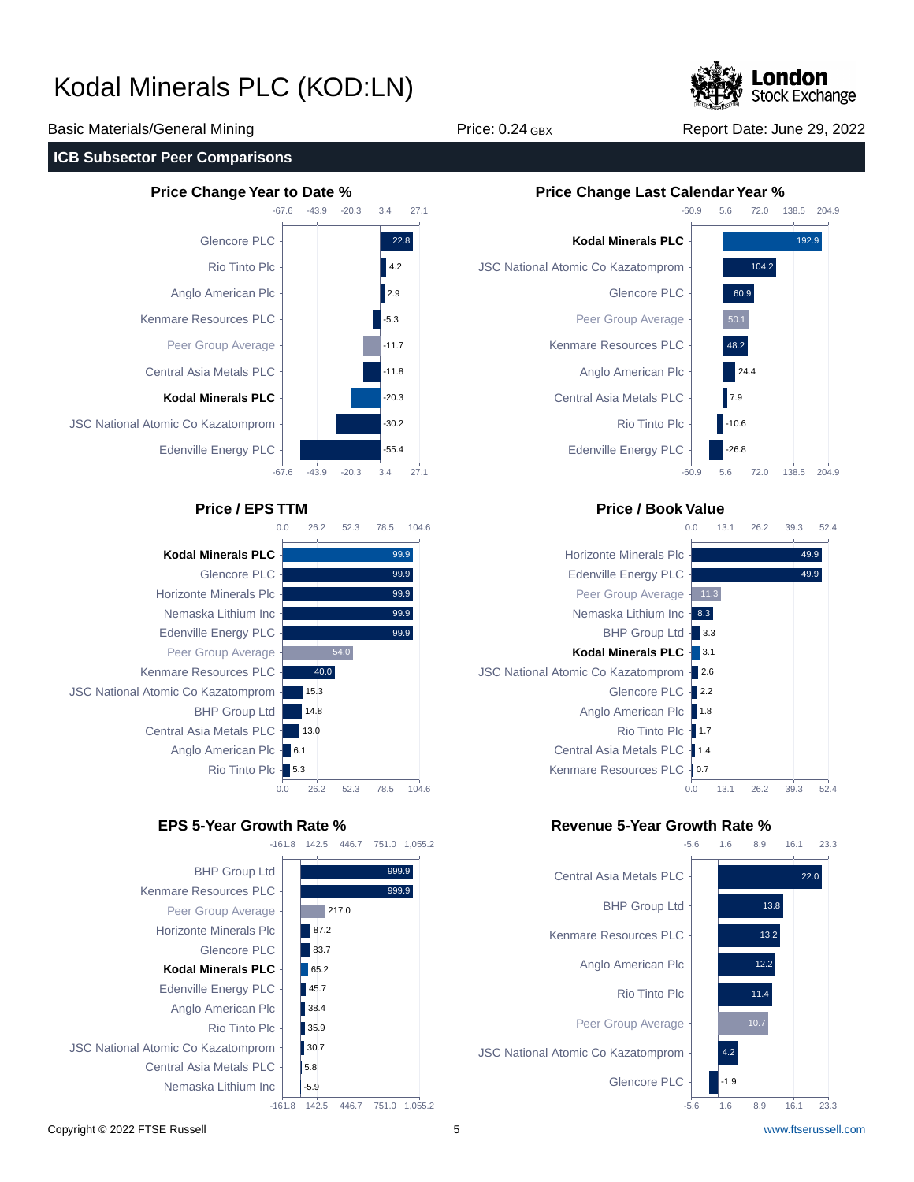# Kodal Minerals PLC (KOD:LN)

Basic Materials/General Mining | Price: 0.24 GBX | Report Date: June 29, 2022

## ICB Subsector Peer Comparisons

### Price Change Year to Date %

| Company | Value |
|---|---|
| Glencore PLC | 22.8 |
| Rio Tinto Plc | 4.2 |
| Anglo American Plc | 2.9 |
| Kenmare Resources PLC | -5.3 |
| Peer Group Average | -11.7 |
| Central Asia Metals PLC | -11.8 |
| **Kodal Minerals PLC** | -20.3 |
| JSC National Atomic Co Kazatomprom | -30.2 |
| Edenville Energy PLC | -55.4 |

### Price Change Last Calendar Year %

| Company | Value |
|---|---|
| **Kodal Minerals PLC** | 192.9 |
| JSC National Atomic Co Kazatomprom | 104.2 |
| Glencore PLC | 60.9 |
| Peer Group Average | 50.1 |
| Kenmare Resources PLC | 48.2 |
| Anglo American Plc | 24.4 |
| Central Asia Metals PLC | 7.9 |
| Rio Tinto Plc | -10.6 |
| Edenville Energy PLC | -26.8 |

### Price / EPS TTM

| Company | Value |
|---|---|
| **Kodal Minerals PLC** | 99.9 |
| Glencore PLC | 99.9 |
| Horizonte Minerals Plc | 99.9 |
| Nemaska Lithium Inc | 99.9 |
| Edenville Energy PLC | 99.9 |
| Peer Group Average | 54.0 |
| Kenmare Resources PLC | 40.0 |
| JSC National Atomic Co Kazatomprom | 15.3 |
| BHP Group Ltd | 14.8 |
| Central Asia Metals PLC | 13.0 |
| Anglo American Plc | 6.1 |
| Rio Tinto Plc | 5.3 |

### Price / Book Value

| Company | Value |
|---|---|
| Horizonte Minerals Plc | 49.9 |
| Edenville Energy PLC | 49.9 |
| Peer Group Average | 11.3 |
| Nemaska Lithium Inc | 8.3 |
| BHP Group Ltd | 3.3 |
| **Kodal Minerals PLC** | 3.1 |
| JSC National Atomic Co Kazatomprom | 2.6 |
| Glencore PLC | 2.2 |
| Anglo American Plc | 1.8 |
| Rio Tinto Plc | 1.7 |
| Central Asia Metals PLC | 1.4 |
| Kenmare Resources PLC | 0.7 |

### EPS 5-Year Growth Rate %

| Company | Value |
|---|---|
| BHP Group Ltd | 999.9 |
| Kenmare Resources PLC | 999.9 |
| Peer Group Average | 217.0 |
| Horizonte Minerals Plc | 87.2 |
| Glencore PLC | 83.7 |
| **Kodal Minerals PLC** | 65.2 |
| Edenville Energy PLC | 45.7 |
| Anglo American Plc | 38.4 |
| Rio Tinto Plc | 35.9 |
| JSC National Atomic Co Kazatomprom | 30.7 |
| Central Asia Metals PLC | 5.8 |
| Nemaska Lithium Inc | -5.9 |

### Revenue 5-Year Growth Rate %

| Company | Value |
|---|---|
| Central Asia Metals PLC | 22.0 |
| BHP Group Ltd | 13.8 |
| Kenmare Resources PLC | 13.2 |
| Anglo American Plc | 12.2 |
| Rio Tinto Plc | 11.4 |
| Peer Group Average | 10.7 |
| JSC National Atomic Co Kazatomprom | 4.2 |
| Glencore PLC | -1.9 |

Copyright © 2022 FTSE Russell | www.ftserussell.com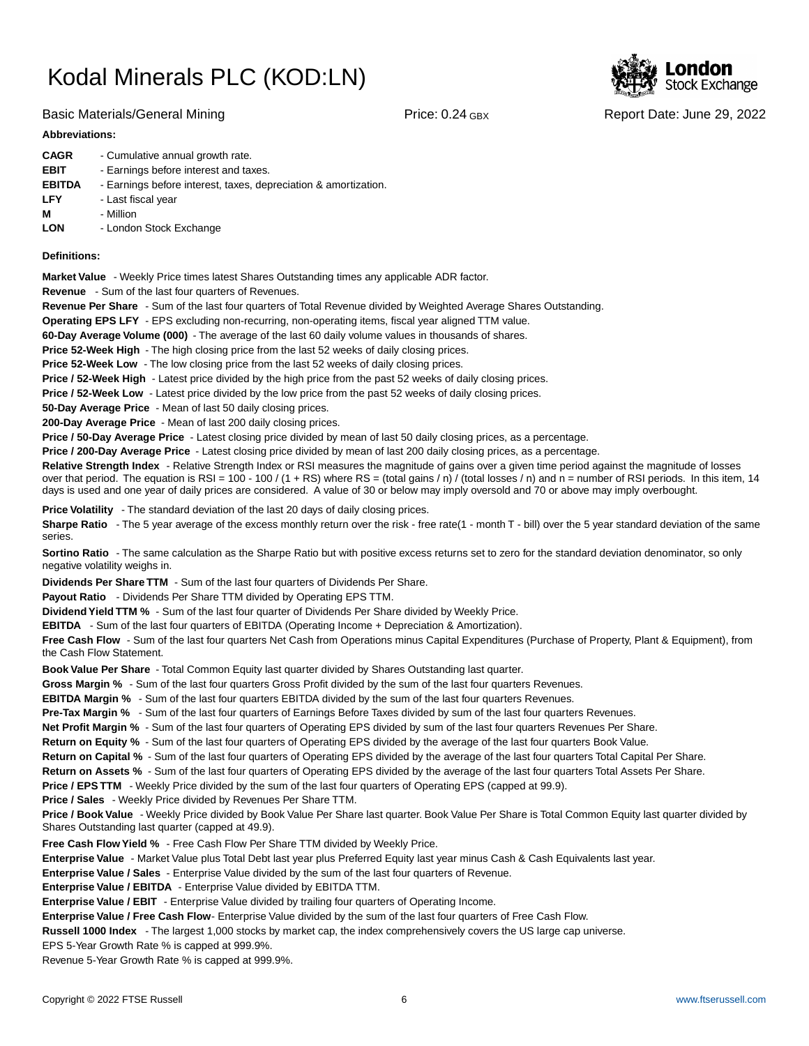# Kodal Minerals PLC (KOD:LN)

Basic Materials/General Mining | Price: 0.24 GBX | Report Date: June 29, 2022

**Abbreviations:**

| | |
|---|---|
| **CAGR** | - Cumulative annual growth rate. |
| **EBIT** | - Earnings before interest and taxes. |
| **EBITDA** | - Earnings before interest, taxes, depreciation & amortization. |
| **LFY** | - Last fiscal year |
| **M** | - Million |
| **LON** | - London Stock Exchange |

**Definitions:**

**Market Value** - Weekly Price times latest Shares Outstanding times any applicable ADR factor.

**Revenue** - Sum of the last four quarters of Revenues.

**Revenue Per Share** - Sum of the last four quarters of Total Revenue divided by Weighted Average Shares Outstanding.

**Operating EPS LFY** - EPS excluding non-recurring, non-operating items, fiscal year aligned TTM value.

**60-Day Average Volume (000)** - The average of the last 60 daily volume values in thousands of shares.

**Price 52-Week High** - The high closing price from the last 52 weeks of daily closing prices.

**Price 52-Week Low** - The low closing price from the last 52 weeks of daily closing prices.

**Price / 52-Week High** - Latest price divided by the high price from the past 52 weeks of daily closing prices.

**Price / 52-Week Low** - Latest price divided by the low price from the past 52 weeks of daily closing prices.

**50-Day Average Price** - Mean of last 50 daily closing prices.

**200-Day Average Price** - Mean of last 200 daily closing prices.

**Price / 50-Day Average Price** - Latest closing price divided by mean of last 50 daily closing prices, as a percentage.

**Price / 200-Day Average Price** - Latest closing price divided by mean of last 200 daily closing prices, as a percentage.

**Relative Strength Index** - Relative Strength Index or RSI measures the magnitude of gains over a given time period against the magnitude of losses over that period. The equation is RSI = 100 - 100 / (1 + RS) where RS = (total gains / n) / (total losses / n) and n = number of RSI periods. In this item, 14 days is used and one year of daily prices are considered. A value of 30 or below may imply oversold and 70 or above may imply overbought.

**Price Volatility** - The standard deviation of the last 20 days of daily closing prices.

**Sharpe Ratio** - The 5 year average of the excess monthly return over the risk - free rate(1 - month T - bill) over the 5 year standard deviation of the same series.

**Sortino Ratio** - The same calculation as the Sharpe Ratio but with positive excess returns set to zero for the standard deviation denominator, so only negative volatility weighs in.

**Dividends Per Share TTM** - Sum of the last four quarters of Dividends Per Share.

**Payout Ratio** - Dividends Per Share TTM divided by Operating EPS TTM.

**Dividend Yield TTM %** - Sum of the last four quarter of Dividends Per Share divided by Weekly Price.

**EBITDA** - Sum of the last four quarters of EBITDA (Operating Income + Depreciation & Amortization).

**Free Cash Flow** - Sum of the last four quarters Net Cash from Operations minus Capital Expenditures (Purchase of Property, Plant & Equipment), from the Cash Flow Statement.

**Book Value Per Share** - Total Common Equity last quarter divided by Shares Outstanding last quarter.

**Gross Margin %** - Sum of the last four quarters Gross Profit divided by the sum of the last four quarters Revenues.

**EBITDA Margin %** - Sum of the last four quarters EBITDA divided by the sum of the last four quarters Revenues.

**Pre-Tax Margin %** - Sum of the last four quarters of Earnings Before Taxes divided by sum of the last four quarters Revenues.

**Net Profit Margin %** - Sum of the last four quarters of Operating EPS divided by sum of the last four quarters Revenues Per Share.

**Return on Equity %** - Sum of the last four quarters of Operating EPS divided by the average of the last four quarters Book Value.

**Return on Capital %** - Sum of the last four quarters of Operating EPS divided by the average of the last four quarters Total Capital Per Share.

**Return on Assets %** - Sum of the last four quarters of Operating EPS divided by the average of the last four quarters Total Assets Per Share.

**Price / EPS TTM** - Weekly Price divided by the sum of the last four quarters of Operating EPS (capped at 99.9).

**Price / Sales** - Weekly Price divided by Revenues Per Share TTM.

**Price / Book Value** - Weekly Price divided by Book Value Per Share last quarter. Book Value Per Share is Total Common Equity last quarter divided by Shares Outstanding last quarter (capped at 49.9).

**Free Cash Flow Yield %** - Free Cash Flow Per Share TTM divided by Weekly Price.

**Enterprise Value** - Market Value plus Total Debt last year plus Preferred Equity last year minus Cash & Cash Equivalents last year.

**Enterprise Value / Sales** - Enterprise Value divided by the sum of the last four quarters of Revenue.

**Enterprise Value / EBITDA** - Enterprise Value divided by EBITDA TTM.

**Enterprise Value / EBIT** - Enterprise Value divided by trailing four quarters of Operating Income.

**Enterprise Value / Free Cash Flow**- Enterprise Value divided by the sum of the last four quarters of Free Cash Flow.

**Russell 1000 Index** - The largest 1,000 stocks by market cap, the index comprehensively covers the US large cap universe.

EPS 5-Year Growth Rate % is capped at 999.9%.

Revenue 5-Year Growth Rate % is capped at 999.9%.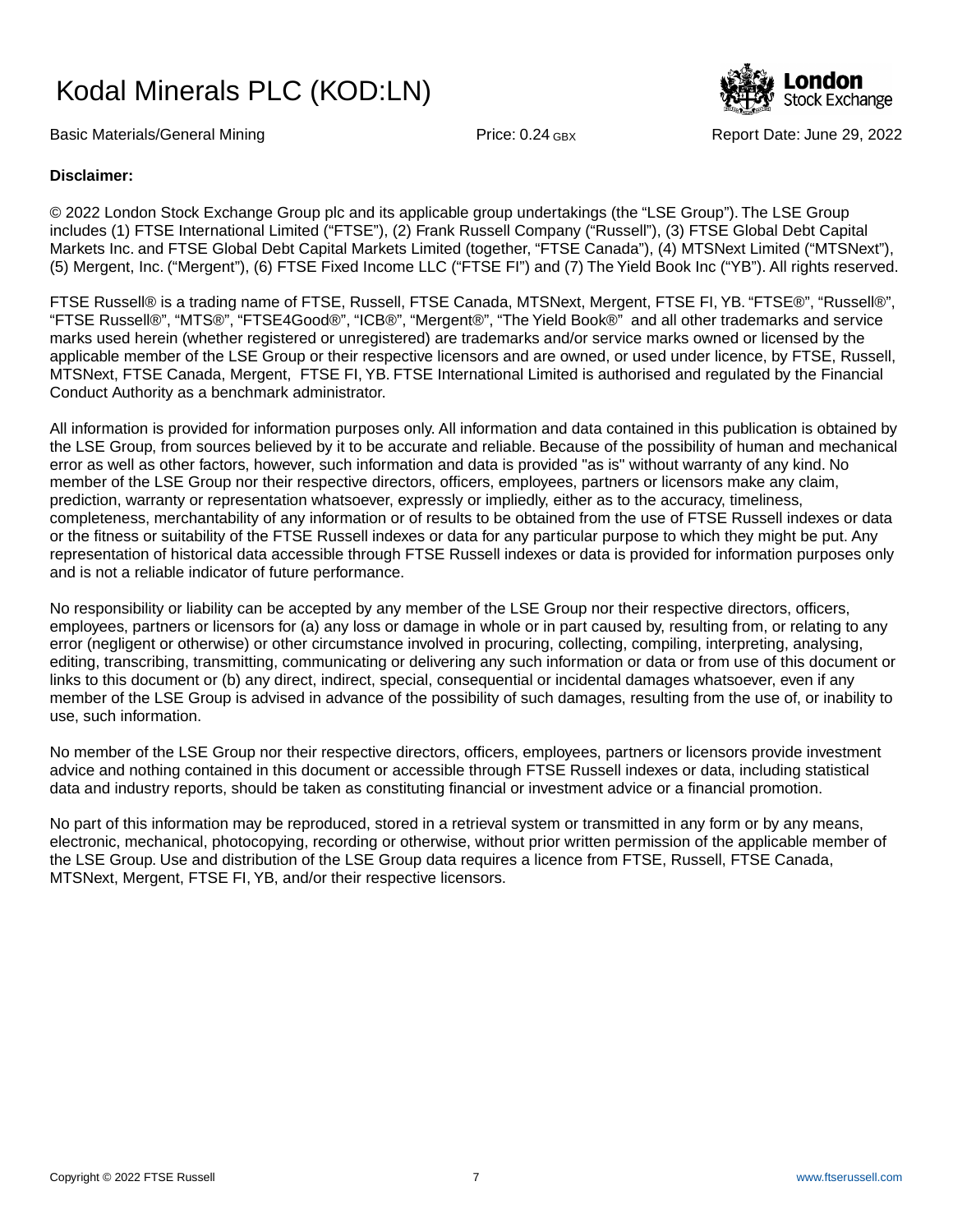# Kodal Minerals PLC (KOD:LN)

Basic Materials/General Mining Price: 0.24 GBX Report Date: June 29, 2022

**Disclaimer:**

© 2022 London Stock Exchange Group plc and its applicable group undertakings (the “LSE Group”). The LSE Group includes (1) FTSE International Limited (“FTSE”), (2) Frank Russell Company (“Russell”), (3) FTSE Global Debt Capital Markets Inc. and FTSE Global Debt Capital Markets Limited (together, “FTSE Canada”), (4) MTSNext Limited (“MTSNext”), (5) Mergent, Inc. (“Mergent”), (6) FTSE Fixed Income LLC (“FTSE FI”) and (7) The Yield Book Inc (“YB”). All rights reserved.

FTSE Russell® is a trading name of FTSE, Russell, FTSE Canada, MTSNext, Mergent, FTSE FI, YB. “FTSE®”, “Russell®”, “FTSE Russell®”, “MTS®”, “FTSE4Good®”, “ICB®”, “Mergent®”, “The Yield Book®” and all other trademarks and service marks used herein (whether registered or unregistered) are trademarks and/or service marks owned or licensed by the applicable member of the LSE Group or their respective licensors and are owned, or used under licence, by FTSE, Russell, MTSNext, FTSE Canada, Mergent, FTSE FI, YB. FTSE International Limited is authorised and regulated by the Financial Conduct Authority as a benchmark administrator.

All information is provided for information purposes only. All information and data contained in this publication is obtained by the LSE Group, from sources believed by it to be accurate and reliable. Because of the possibility of human and mechanical error as well as other factors, however, such information and data is provided "as is" without warranty of any kind. No member of the LSE Group nor their respective directors, officers, employees, partners or licensors make any claim, prediction, warranty or representation whatsoever, expressly or impliedly, either as to the accuracy, timeliness, completeness, merchantability of any information or of results to be obtained from the use of FTSE Russell indexes or data or the fitness or suitability of the FTSE Russell indexes or data for any particular purpose to which they might be put. Any representation of historical data accessible through FTSE Russell indexes or data is provided for information purposes only and is not a reliable indicator of future performance.

No responsibility or liability can be accepted by any member of the LSE Group nor their respective directors, officers, employees, partners or licensors for (a) any loss or damage in whole or in part caused by, resulting from, or relating to any error (negligent or otherwise) or other circumstance involved in procuring, collecting, compiling, interpreting, analysing, editing, transcribing, transmitting, communicating or delivering any such information or data or from use of this document or links to this document or (b) any direct, indirect, special, consequential or incidental damages whatsoever, even if any member of the LSE Group is advised in advance of the possibility of such damages, resulting from the use of, or inability to use, such information.

No member of the LSE Group nor their respective directors, officers, employees, partners or licensors provide investment advice and nothing contained in this document or accessible through FTSE Russell indexes or data, including statistical data and industry reports, should be taken as constituting financial or investment advice or a financial promotion.

No part of this information may be reproduced, stored in a retrieval system or transmitted in any form or by any means, electronic, mechanical, photocopying, recording or otherwise, without prior written permission of the applicable member of the LSE Group. Use and distribution of the LSE Group data requires a licence from FTSE, Russell, FTSE Canada, MTSNext, Mergent, FTSE FI, YB, and/or their respective licensors.